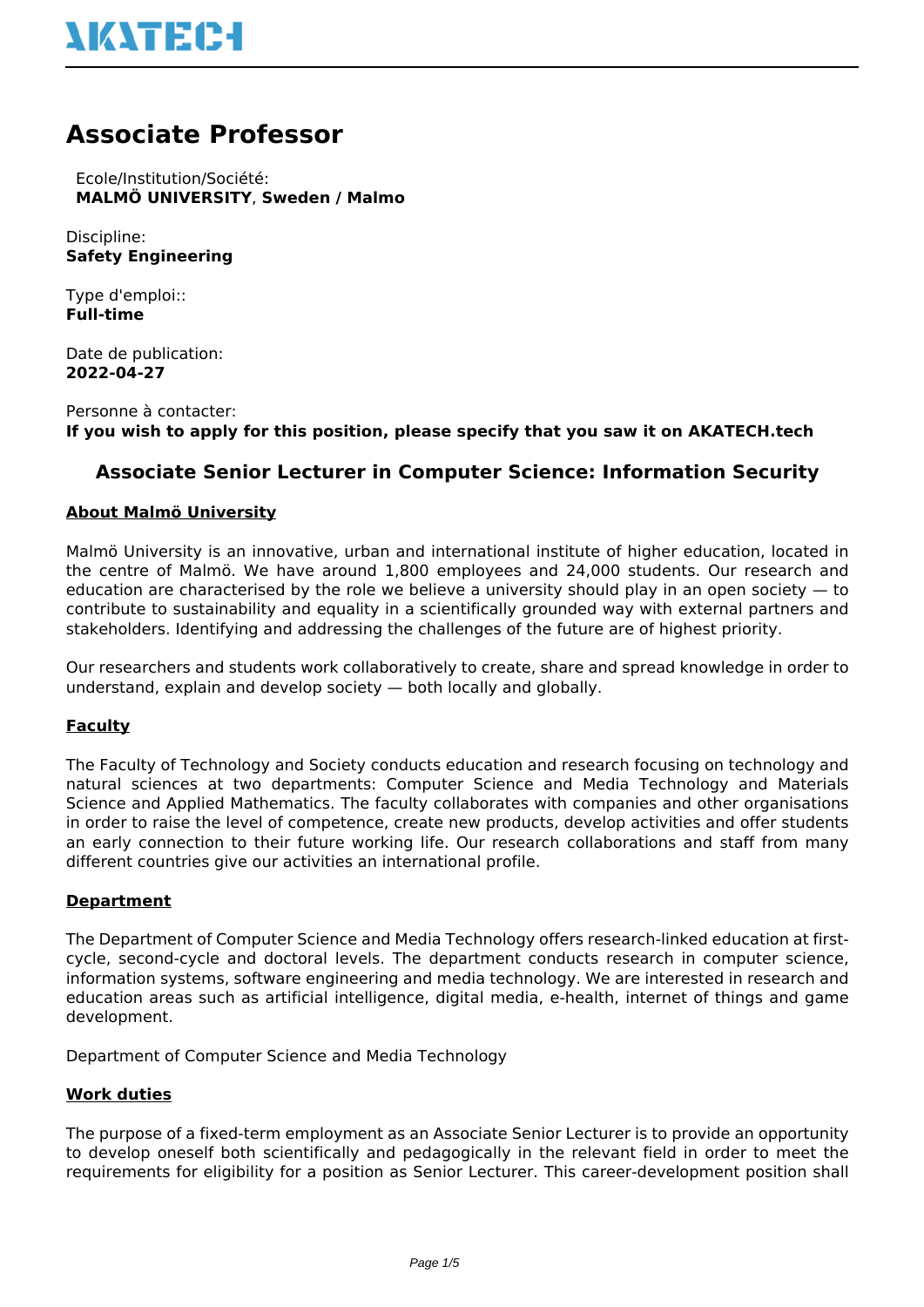# Associate Professor

Ecole/Institution/Société:
**MALMÖ UNIVERSITY**, **Sweden / Malmo**

Discipline:
**Safety Engineering**

Type d'emploi::
**Full-time**

Date de publication:
**2022-04-27**

Personne à contacter:
**If you wish to apply for this position, please specify that you saw it on AKATECH.tech**

## Associate Senior Lecturer in Computer Science: Information Security

### About Malmö University

Malmö University is an innovative, urban and international institute of higher education, located in the centre of Malmö. We have around 1,800 employees and 24,000 students. Our research and education are characterised by the role we believe a university should play in an open society — to contribute to sustainability and equality in a scientifically grounded way with external partners and stakeholders. Identifying and addressing the challenges of the future are of highest priority.

Our researchers and students work collaboratively to create, share and spread knowledge in order to understand, explain and develop society — both locally and globally.

### Faculty

The Faculty of Technology and Society conducts education and research focusing on technology and natural sciences at two departments: Computer Science and Media Technology and Materials Science and Applied Mathematics. The faculty collaborates with companies and other organisations in order to raise the level of competence, create new products, develop activities and offer students an early connection to their future working life. Our research collaborations and staff from many different countries give our activities an international profile.

### Department

The Department of Computer Science and Media Technology offers research-linked education at first-cycle, second-cycle and doctoral levels. The department conducts research in computer science, information systems, software engineering and media technology. We are interested in research and education areas such as artificial intelligence, digital media, e-health, internet of things and game development.

Department of Computer Science and Media Technology

### Work duties

The purpose of a fixed-term employment as an Associate Senior Lecturer is to provide an opportunity to develop oneself both scientifically and pedagogically in the relevant field in order to meet the requirements for eligibility for a position as Senior Lecturer. This career-development position shall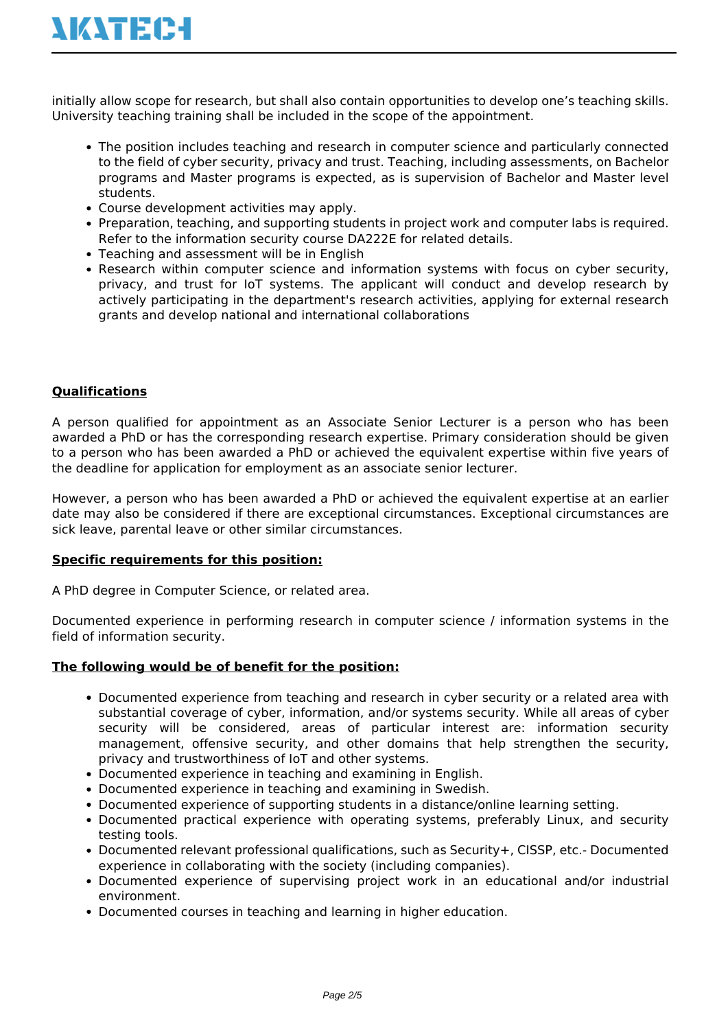initially allow scope for research, but shall also contain opportunities to develop one's teaching skills. University teaching training shall be included in the scope of the appointment.

- The position includes teaching and research in computer science and particularly connected to the field of cyber security, privacy and trust. Teaching, including assessments, on Bachelor programs and Master programs is expected, as is supervision of Bachelor and Master level students.
- Course development activities may apply.
- Preparation, teaching, and supporting students in project work and computer labs is required. Refer to the information security course DA222E for related details.
- Teaching and assessment will be in English
- Research within computer science and information systems with focus on cyber security, privacy, and trust for IoT systems. The applicant will conduct and develop research by actively participating in the department's research activities, applying for external research grants and develop national and international collaborations

**Qualifications**

A person qualified for appointment as an Associate Senior Lecturer is a person who has been awarded a PhD or has the corresponding research expertise. Primary consideration should be given to a person who has been awarded a PhD or achieved the equivalent expertise within five years of the deadline for application for employment as an associate senior lecturer.

However, a person who has been awarded a PhD or achieved the equivalent expertise at an earlier date may also be considered if there are exceptional circumstances. Exceptional circumstances are sick leave, parental leave or other similar circumstances.

**Specific requirements for this position:**

A PhD degree in Computer Science, or related area.

Documented experience in performing research in computer science / information systems in the field of information security.

**The following would be of benefit for the position:**

- Documented experience from teaching and research in cyber security or a related area with substantial coverage of cyber, information, and/or systems security. While all areas of cyber security will be considered, areas of particular interest are: information security management, offensive security, and other domains that help strengthen the security, privacy and trustworthiness of IoT and other systems.
- Documented experience in teaching and examining in English.
- Documented experience in teaching and examining in Swedish.
- Documented experience of supporting students in a distance/online learning setting.
- Documented practical experience with operating systems, preferably Linux, and security testing tools.
- Documented relevant professional qualifications, such as Security+, CISSP, etc.- Documented experience in collaborating with the society (including companies).
- Documented experience of supervising project work in an educational and/or industrial environment.
- Documented courses in teaching and learning in higher education.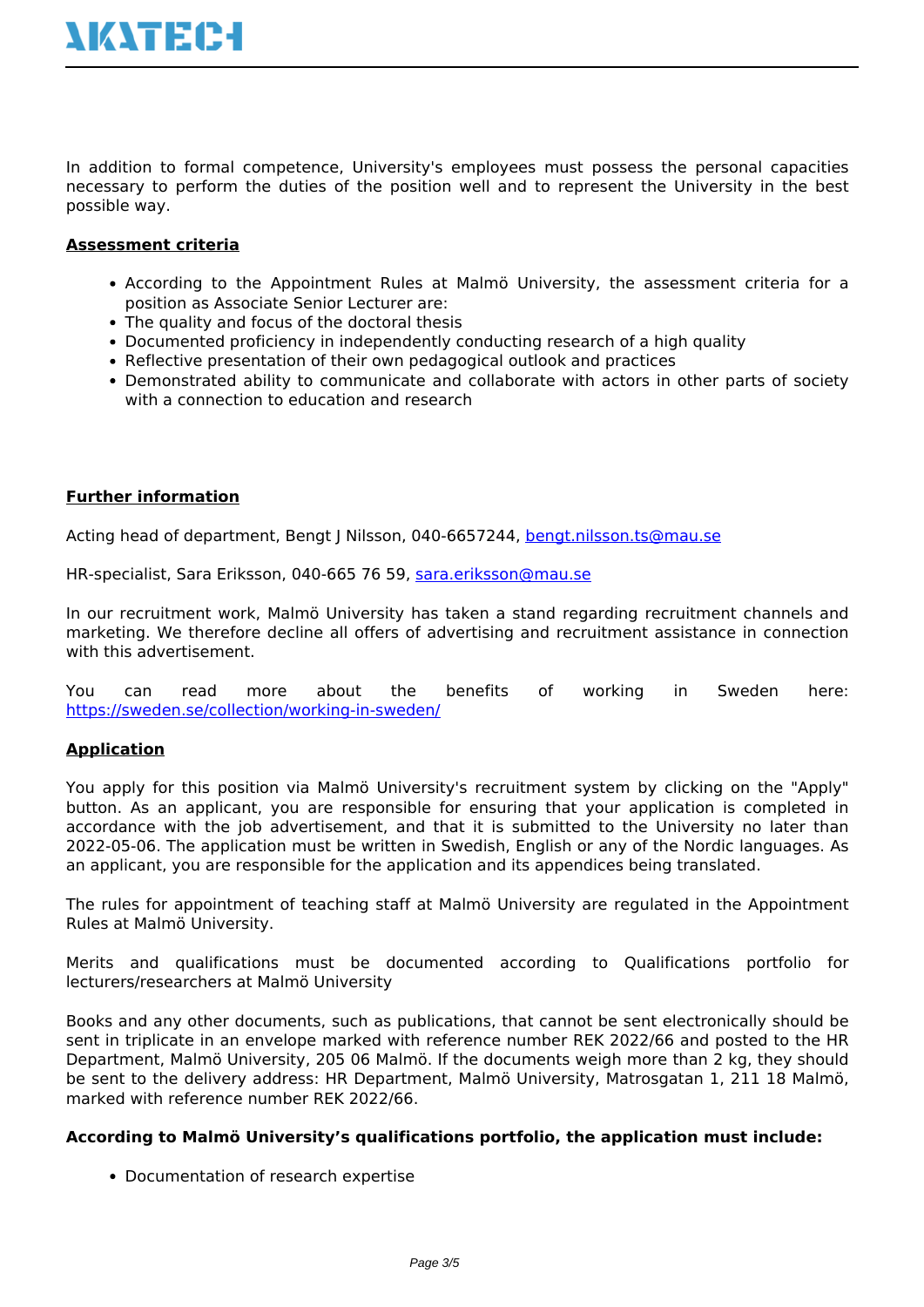In addition to formal competence, University's employees must possess the personal capacities necessary to perform the duties of the position well and to represent the University in the best possible way.

**Assessment criteria**

- According to the Appointment Rules at Malmö University, the assessment criteria for a position as Associate Senior Lecturer are:
- The quality and focus of the doctoral thesis
- Documented proficiency in independently conducting research of a high quality
- Reflective presentation of their own pedagogical outlook and practices
- Demonstrated ability to communicate and collaborate with actors in other parts of society with a connection to education and research

**Further information**

Acting head of department, Bengt J Nilsson, 040-6657244, bengt.nilsson.ts@mau.se

HR-specialist, Sara Eriksson, 040-665 76 59, sara.eriksson@mau.se

In our recruitment work, Malmö University has taken a stand regarding recruitment channels and marketing. We therefore decline all offers of advertising and recruitment assistance in connection with this advertisement.

You can read more about the benefits of working in Sweden here: https://sweden.se/collection/working-in-sweden/

**Application**

You apply for this position via Malmö University's recruitment system by clicking on the "Apply" button. As an applicant, you are responsible for ensuring that your application is completed in accordance with the job advertisement, and that it is submitted to the University no later than 2022-05-06. The application must be written in Swedish, English or any of the Nordic languages. As an applicant, you are responsible for the application and its appendices being translated.

The rules for appointment of teaching staff at Malmö University are regulated in the Appointment Rules at Malmö University.

Merits and qualifications must be documented according to Qualifications portfolio for lecturers/researchers at Malmö University

Books and any other documents, such as publications, that cannot be sent electronically should be sent in triplicate in an envelope marked with reference number REK 2022/66 and posted to the HR Department, Malmö University, 205 06 Malmö. If the documents weigh more than 2 kg, they should be sent to the delivery address: HR Department, Malmö University, Matrosgatan 1, 211 18 Malmö, marked with reference number REK 2022/66.

**According to Malmö University's qualifications portfolio, the application must include:**

- Documentation of research expertise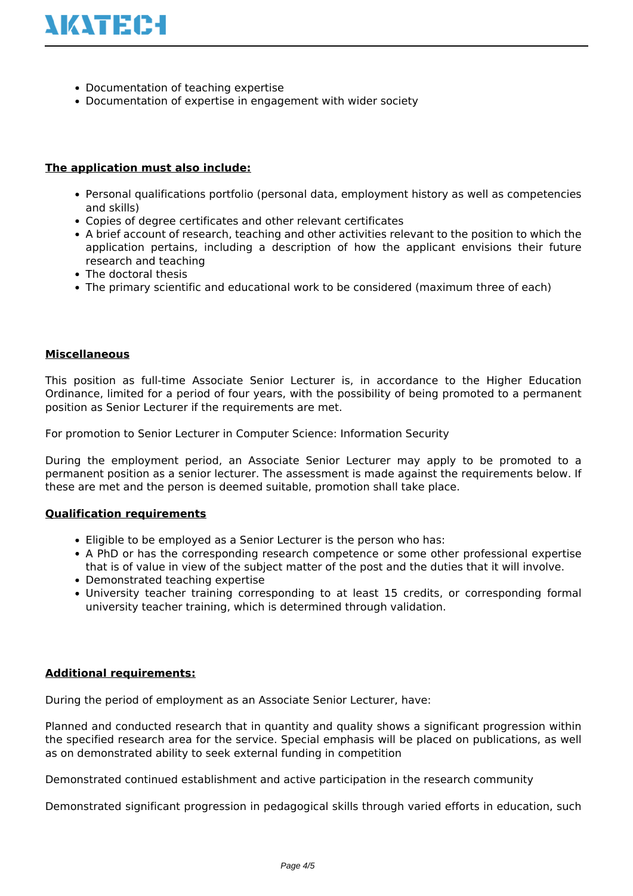- Documentation of teaching expertise
- Documentation of expertise in engagement with wider society

**The application must also include:**

- Personal qualifications portfolio (personal data, employment history as well as competencies and skills)
- Copies of degree certificates and other relevant certificates
- A brief account of research, teaching and other activities relevant to the position to which the application pertains, including a description of how the applicant envisions their future research and teaching
- The doctoral thesis
- The primary scientific and educational work to be considered (maximum three of each)

**Miscellaneous**

This position as full-time Associate Senior Lecturer is, in accordance to the Higher Education Ordinance, limited for a period of four years, with the possibility of being promoted to a permanent position as Senior Lecturer if the requirements are met.

For promotion to Senior Lecturer in Computer Science: Information Security

During the employment period, an Associate Senior Lecturer may apply to be promoted to a permanent position as a senior lecturer. The assessment is made against the requirements below. If these are met and the person is deemed suitable, promotion shall take place.

**Qualification requirements**

- Eligible to be employed as a Senior Lecturer is the person who has:
- A PhD or has the corresponding research competence or some other professional expertise that is of value in view of the subject matter of the post and the duties that it will involve.
- Demonstrated teaching expertise
- University teacher training corresponding to at least 15 credits, or corresponding formal university teacher training, which is determined through validation.

**Additional requirements:**

During the period of employment as an Associate Senior Lecturer, have:

Planned and conducted research that in quantity and quality shows a significant progression within the specified research area for the service. Special emphasis will be placed on publications, as well as on demonstrated ability to seek external funding in competition

Demonstrated continued establishment and active participation in the research community

Demonstrated significant progression in pedagogical skills through varied efforts in education, such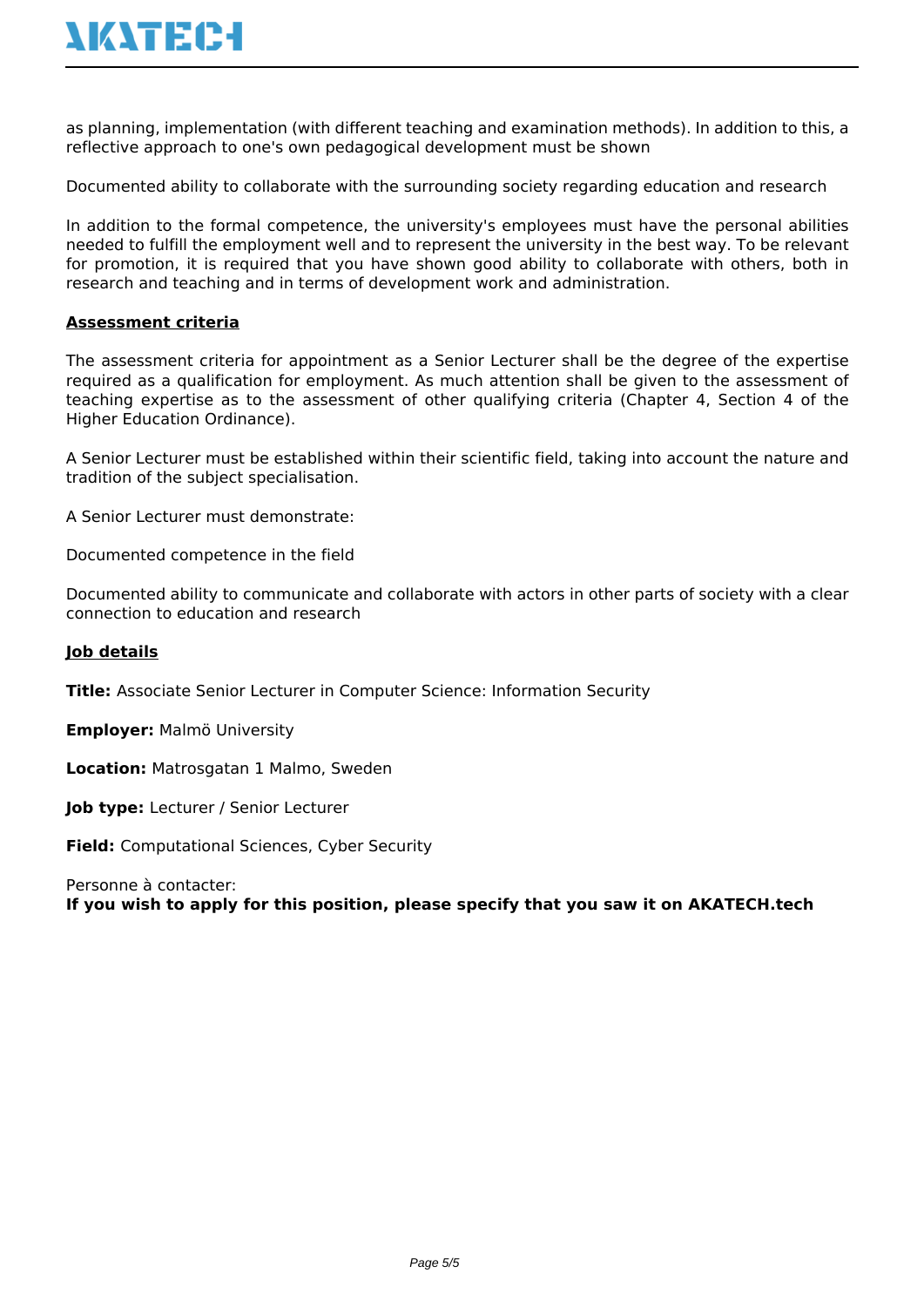as planning, implementation (with different teaching and examination methods). In addition to this, a reflective approach to one's own pedagogical development must be shown

Documented ability to collaborate with the surrounding society regarding education and research

In addition to the formal competence, the university's employees must have the personal abilities needed to fulfill the employment well and to represent the university in the best way. To be relevant for promotion, it is required that you have shown good ability to collaborate with others, both in research and teaching and in terms of development work and administration.

**Assessment criteria**

The assessment criteria for appointment as a Senior Lecturer shall be the degree of the expertise required as a qualification for employment. As much attention shall be given to the assessment of teaching expertise as to the assessment of other qualifying criteria (Chapter 4, Section 4 of the Higher Education Ordinance).

A Senior Lecturer must be established within their scientific field, taking into account the nature and tradition of the subject specialisation.

A Senior Lecturer must demonstrate:

Documented competence in the field

Documented ability to communicate and collaborate with actors in other parts of society with a clear connection to education and research

**Job details**

**Title:** Associate Senior Lecturer in Computer Science: Information Security

**Employer:** Malmö University

**Location:** Matrosgatan 1 Malmo, Sweden

**Job type:** Lecturer / Senior Lecturer

**Field:** Computational Sciences, Cyber Security

Personne à contacter:
**If you wish to apply for this position, please specify that you saw it on AKATECH.tech**